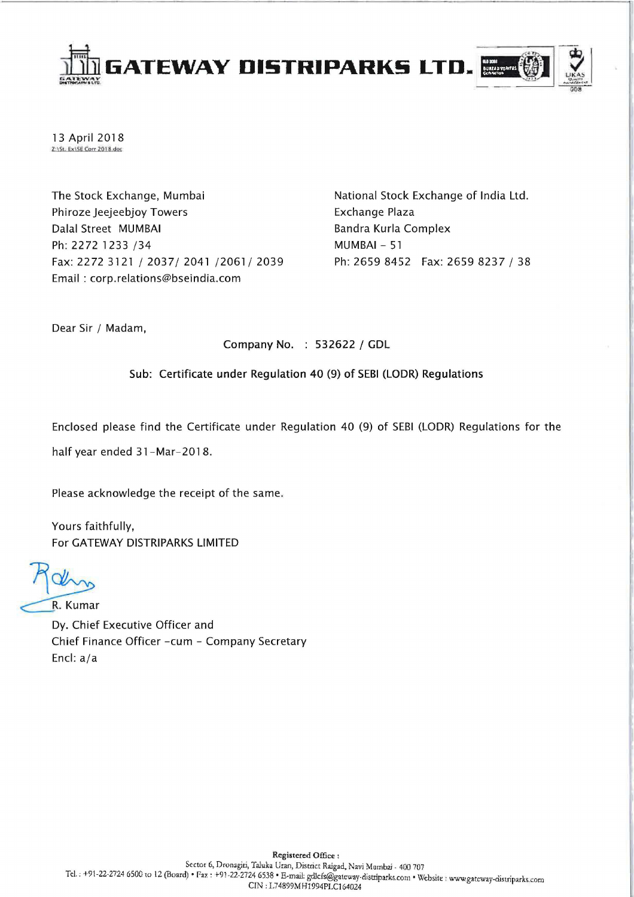# GATEWAY DISTRIPARKS LTD.

13 April 2018

Z:\St. Ex\SE Corr 2018.doc

The Stock Exchange, Mumbai
Phiroze Jeejeebjoy Towers
Dalal Street MUMBAI
Ph: 2272 1233 /34
Fax: 2272 3121 / 2037/ 2041 /2061/ 2039
Email : corp.relations@bseindia.com

National Stock Exchange of India Ltd.
Exchange Plaza
Bandra Kurla Complex
MUMBAI – 51
Ph: 2659 8452 Fax: 2659 8237 / 38

Dear Sir / Madam,

Company No. : 532622 / GDL

**Sub: Certificate under Regulation 40 (9) of SEBI (LODR) Regulations**

Enclosed please find the Certificate under Regulation 40 (9) of SEBI (LODR) Regulations for the half year ended 31-Mar-2018.

Please acknowledge the receipt of the same.

Yours faithfully,
For GATEWAY DISTRIPARKS LIMITED

R. Kumar
Dy. Chief Executive Officer and
Chief Finance Officer -cum - Company Secretary
Encl: a/a

**Registered Office :**
Sector 6, Dronagiri, Taluka Uran, District Raigad, Navi Mumbai - 400 707
Tel. : +91-22-2724 6500 to 12 (Board) • Fax : +91-22-2724 6538 • E-mail: gdlcfs@gateway-distriparks.com • Website : www.gateway-distriparks.com
CIN : L74899MH1994PLC164024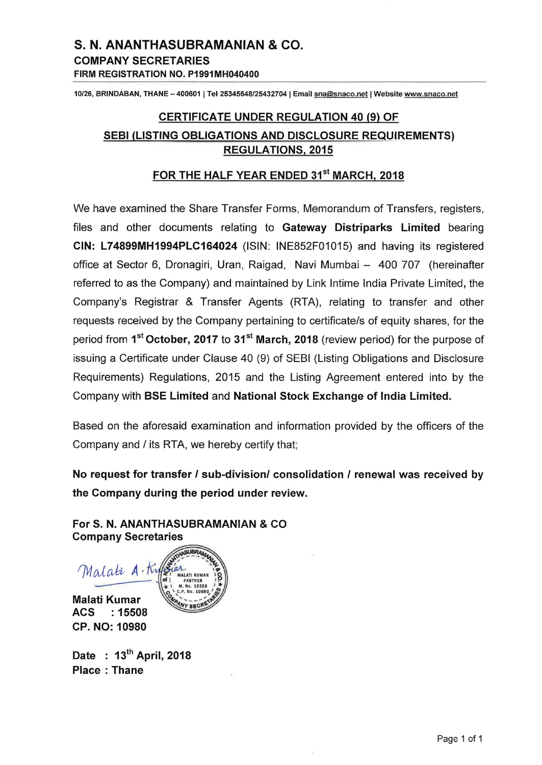# S. N. ANANTHASUBRAMANIAN & CO.

**COMPANY SECRETARIES**

**FIRM REGISTRATION NO. P1991MH040400**

**10/26, BRINDABAN, THANE – 400601 | Tel 25345648/25432704 | Email sna@snaco.net | Website www.snaco.net**

## CERTIFICATE UNDER REGULATION 40 (9) OF SEBI (LISTING OBLIGATIONS AND DISCLOSURE REQUIREMENTS) REGULATIONS, 2015

## FOR THE HALF YEAR ENDED 31st MARCH, 2018

We have examined the Share Transfer Forms, Memorandum of Transfers, registers, files and other documents relating to **Gateway Distriparks Limited** bearing **CIN: L74899MH1994PLC164024** (ISIN: INE852F01015) and having its registered office at Sector 6, Dronagiri, Uran, Raigad, Navi Mumbai – 400 707 (hereinafter referred to as the Company) and maintained by Link Intime India Private Limited, the Company's Registrar & Transfer Agents (RTA), relating to transfer and other requests received by the Company pertaining to certificate/s of equity shares, for the period from **1st October, 2017** to **31st March, 2018** (review period) for the purpose of issuing a Certificate under Clause 40 (9) of SEBI (Listing Obligations and Disclosure Requirements) Regulations, 2015 and the Listing Agreement entered into by the Company with **BSE Limited** and **National Stock Exchange of India Limited.**

Based on the aforesaid examination and information provided by the officers of the Company and / its RTA, we hereby certify that;

**No request for transfer / sub-division/ consolidation / renewal was received by the Company during the period under review.**

**For S. N. ANANTHASUBRAMANIAN & CO**
**Company Secretaries**

Malati A. Kumar

**Malati Kumar**
**ACS : 15508**
**CP. NO: 10980**

**Date : 13th April, 2018**
**Place : Thane**